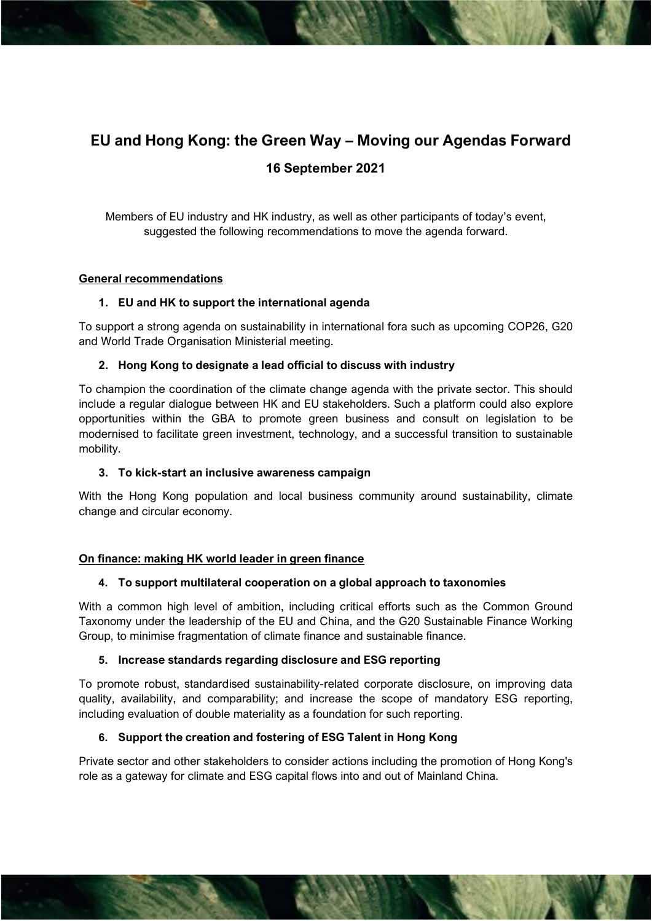# EU and Hong Kong: the Green Way – Moving our Agendas Forward

## 16 September 2021

Members of EU industry and HK industry, as well as other participants of today's event, suggested the following recommendations to move the agenda forward.

**General recommendations**

**1. EU and HK to support the international agenda**

To support a strong agenda on sustainability in international fora such as upcoming COP26, G20 and World Trade Organisation Ministerial meeting.

**2. Hong Kong to designate a lead official to discuss with industry**

To champion the coordination of the climate change agenda with the private sector. This should include a regular dialogue between HK and EU stakeholders. Such a platform could also explore opportunities within the GBA to promote green business and consult on legislation to be modernised to facilitate green investment, technology, and a successful transition to sustainable mobility.

**3. To kick-start an inclusive awareness campaign**

With the Hong Kong population and local business community around sustainability, climate change and circular economy.

**On finance: making HK world leader in green finance**

**4. To support multilateral cooperation on a global approach to taxonomies**

With a common high level of ambition, including critical efforts such as the Common Ground Taxonomy under the leadership of the EU and China, and the G20 Sustainable Finance Working Group, to minimise fragmentation of climate finance and sustainable finance.

**5. Increase standards regarding disclosure and ESG reporting**

To promote robust, standardised sustainability-related corporate disclosure, on improving data quality, availability, and comparability; and increase the scope of mandatory ESG reporting, including evaluation of double materiality as a foundation for such reporting.

**6. Support the creation and fostering of ESG Talent in Hong Kong**

Private sector and other stakeholders to consider actions including the promotion of Hong Kong's role as a gateway for climate and ESG capital flows into and out of Mainland China.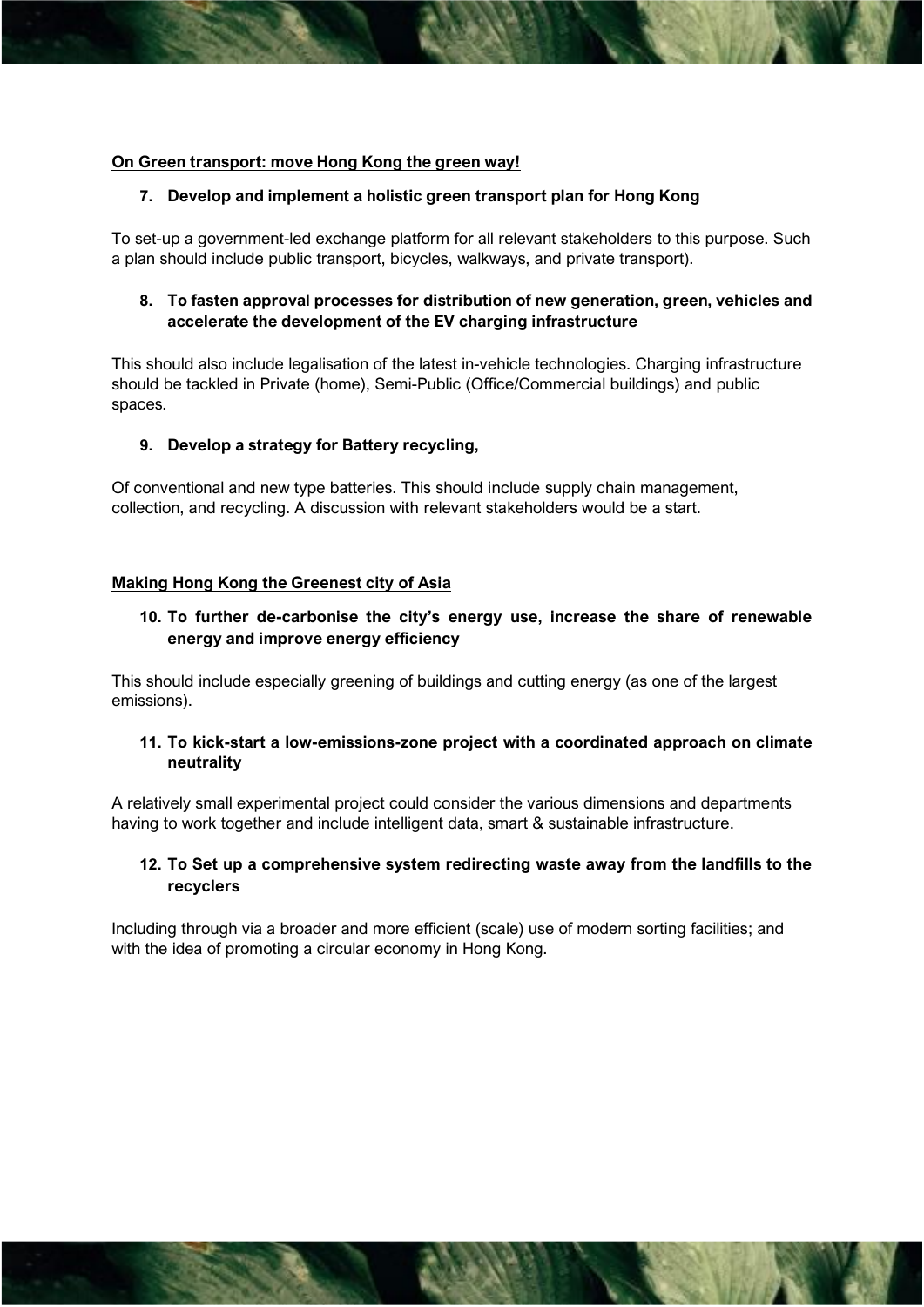**On Green transport: move Hong Kong the green way!**

7. **Develop and implement a holistic green transport plan for Hong Kong**

To set-up a government-led exchange platform for all relevant stakeholders to this purpose. Such a plan should include public transport, bicycles, walkways, and private transport).

8. **To fasten approval processes for distribution of new generation, green, vehicles and accelerate the development of the EV charging infrastructure**

This should also include legalisation of the latest in-vehicle technologies. Charging infrastructure should be tackled in Private (home), Semi-Public (Office/Commercial buildings) and public spaces.

9. **Develop a strategy for Battery recycling,**

Of conventional and new type batteries. This should include supply chain management, collection, and recycling. A discussion with relevant stakeholders would be a start.

**Making Hong Kong the Greenest city of Asia**

10. **To further de-carbonise the city's energy use, increase the share of renewable energy and improve energy efficiency**

This should include especially greening of buildings and cutting energy (as one of the largest emissions).

11. **To kick-start a low-emissions-zone project with a coordinated approach on climate neutrality**

A relatively small experimental project could consider the various dimensions and departments having to work together and include intelligent data, smart & sustainable infrastructure.

12. **To Set up a comprehensive system redirecting waste away from the landfills to the recyclers**

Including through via a broader and more efficient (scale) use of modern sorting facilities; and with the idea of promoting a circular economy in Hong Kong.